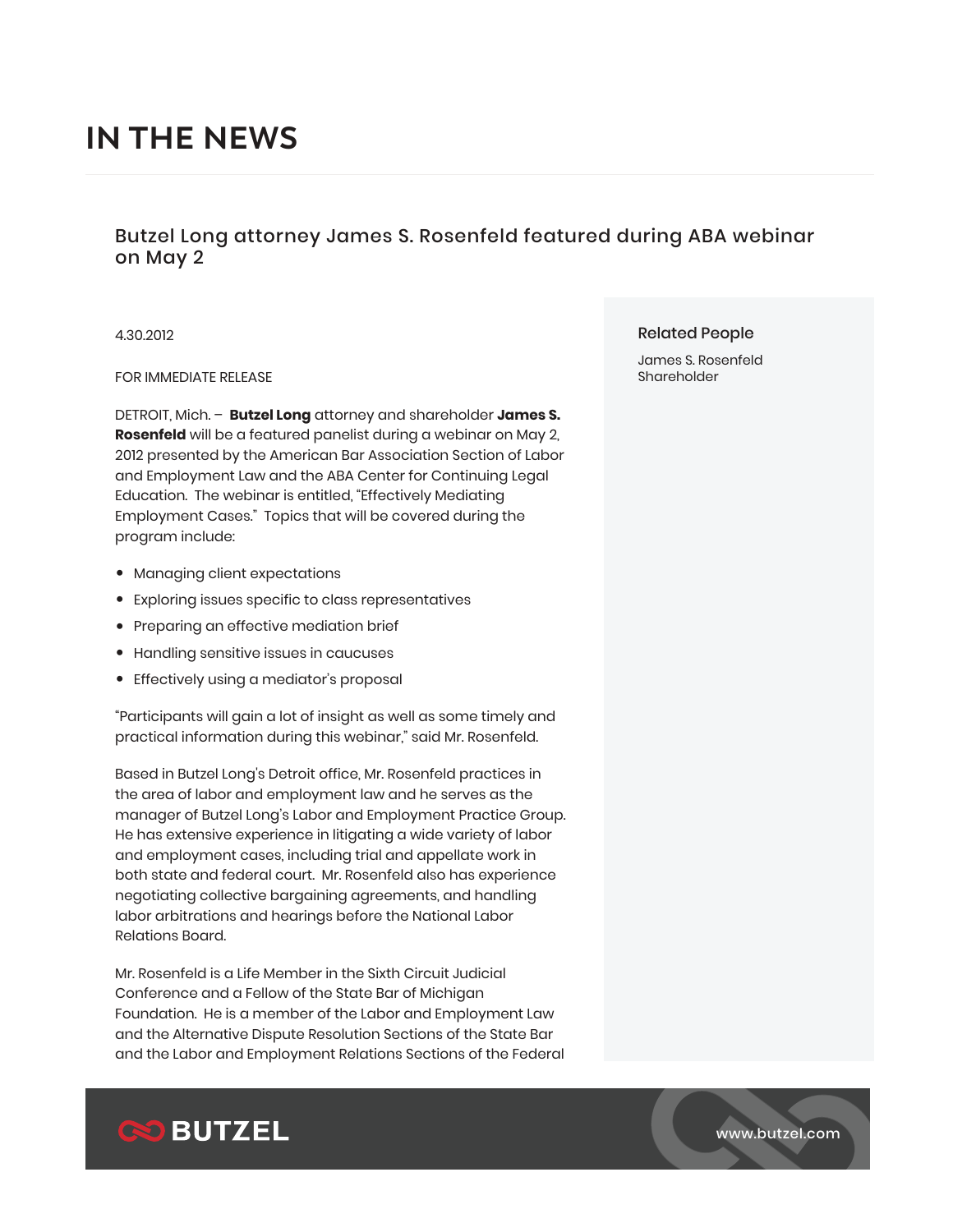# IN THE NEWS

## Butzel Long attorney James S. Rosenfeld featured during ABA webinar on May 2

4.30.2012

FOR IMMEDIATE RELEASE

DETROIT, Mich. – **Butzel Long** attorney and shareholder **James S. Rosenfeld** will be a featured panelist during a webinar on May 2, 2012 presented by the American Bar Association Section of Labor and Employment Law and the ABA Center for Continuing Legal Education. The webinar is entitled, "Effectively Mediating Employment Cases." Topics that will be covered during the program include:

- Managing client expectations
- Exploring issues specific to class representatives
- Preparing an effective mediation brief
- Handling sensitive issues in caucuses
- Effectively using a mediator's proposal

"Participants will gain a lot of insight as well as some timely and practical information during this webinar," said Mr. Rosenfeld.

Based in Butzel Long's Detroit office, Mr. Rosenfeld practices in the area of labor and employment law and he serves as the manager of Butzel Long's Labor and Employment Practice Group. He has extensive experience in litigating a wide variety of labor and employment cases, including trial and appellate work in both state and federal court. Mr. Rosenfeld also has experience negotiating collective bargaining agreements, and handling labor arbitrations and hearings before the National Labor Relations Board.

Mr. Rosenfeld is a Life Member in the Sixth Circuit Judicial Conference and a Fellow of the State Bar of Michigan Foundation. He is a member of the Labor and Employment Law and the Alternative Dispute Resolution Sections of the State Bar and the Labor and Employment Relations Sections of the Federal

### Related People

James S. Rosenfeld
Shareholder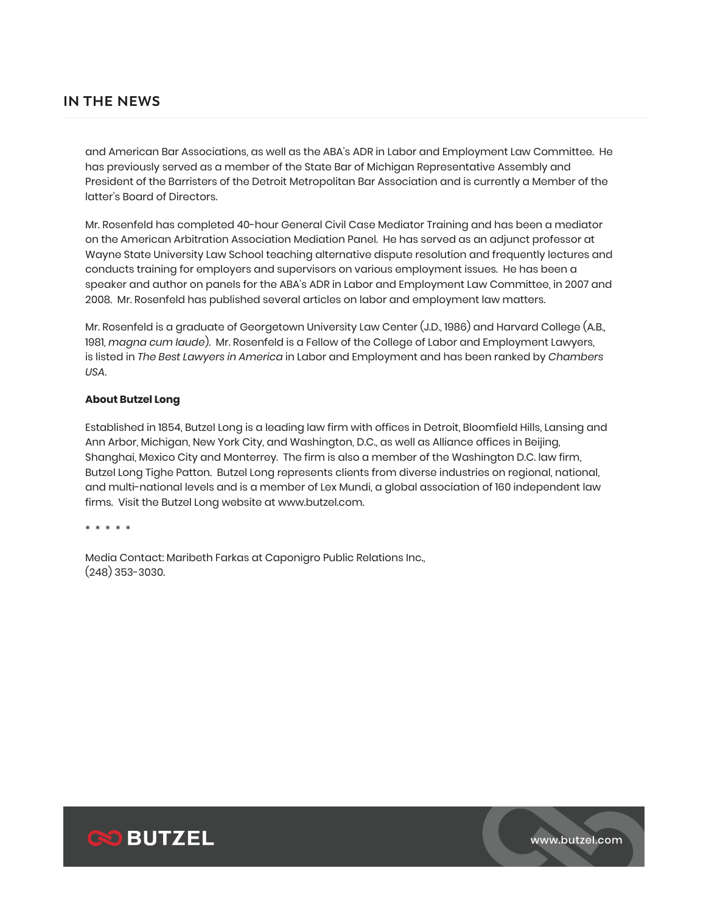and American Bar Associations, as well as the ABA's ADR in Labor and Employment Law Committee. He has previously served as a member of the State Bar of Michigan Representative Assembly and President of the Barristers of the Detroit Metropolitan Bar Association and is currently a Member of the latter's Board of Directors.

Mr. Rosenfeld has completed 40-hour General Civil Case Mediator Training and has been a mediator on the American Arbitration Association Mediation Panel. He has served as an adjunct professor at Wayne State University Law School teaching alternative dispute resolution and frequently lectures and conducts training for employers and supervisors on various employment issues. He has been a speaker and author on panels for the ABA's ADR in Labor and Employment Law Committee, in 2007 and 2008. Mr. Rosenfeld has published several articles on labor and employment law matters.

Mr. Rosenfeld is a graduate of Georgetown University Law Center (J.D., 1986) and Harvard College (A.B., 1981, *magna cum laude*). Mr. Rosenfeld is a Fellow of the College of Labor and Employment Lawyers, is listed in *The Best Lawyers in America* in Labor and Employment and has been ranked by *Chambers USA*.

**About Butzel Long**

Established in 1854, Butzel Long is a leading law firm with offices in Detroit, Bloomfield Hills, Lansing and Ann Arbor, Michigan, New York City, and Washington, D.C., as well as Alliance offices in Beijing, Shanghai, Mexico City and Monterrey. The firm is also a member of the Washington D.C. law firm, Butzel Long Tighe Patton. Butzel Long represents clients from diverse industries on regional, national, and multi-national levels and is a member of Lex Mundi, a global association of 160 independent law firms. Visit the Butzel Long website at www.butzel.com.

* * * * *

Media Contact: Maribeth Farkas at Caponigro Public Relations Inc., (248) 353-3030.